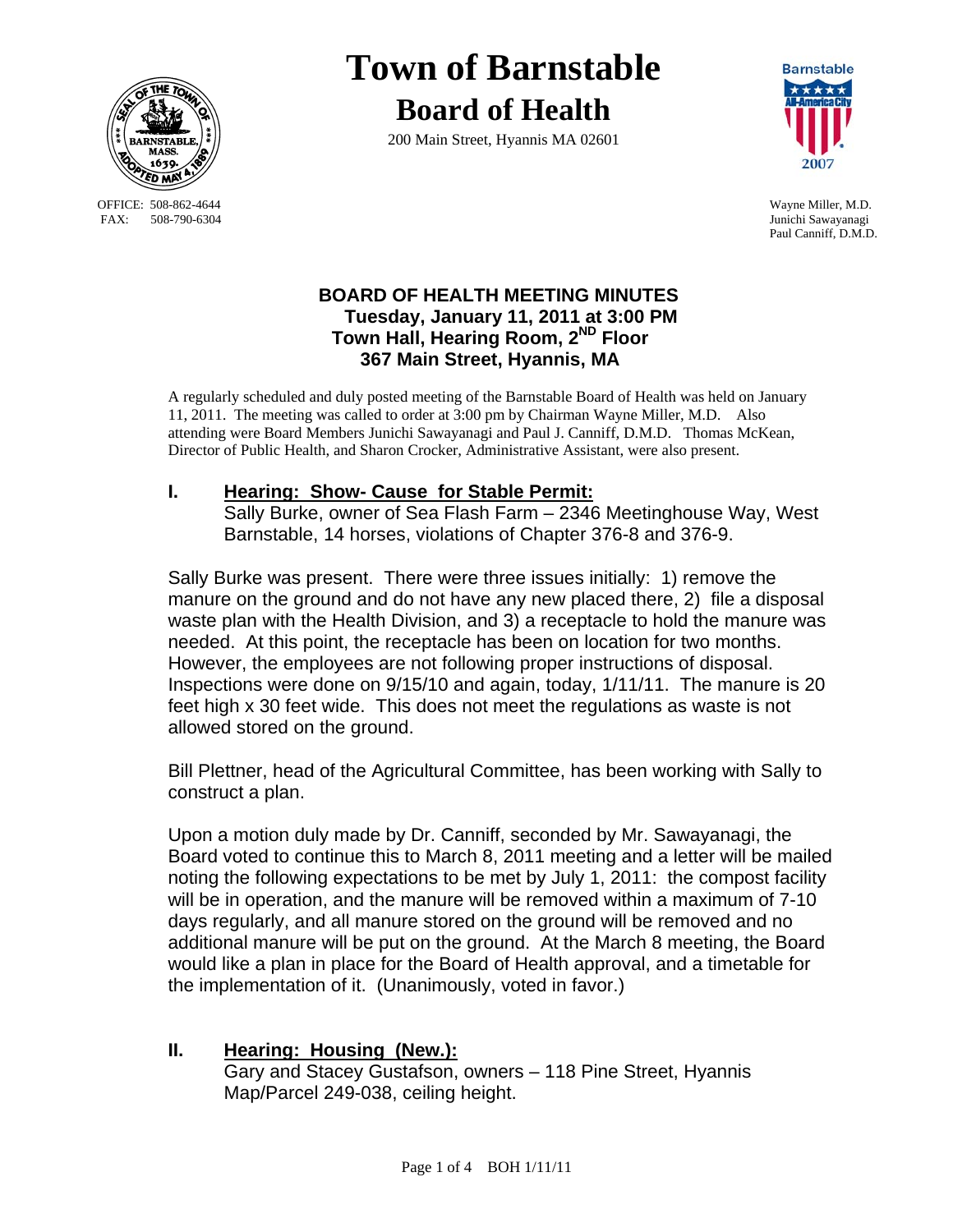# Town of Barnstable
## Board of Health

200 Main Street, Hyannis MA 02601

OFFICE: 508-862-4644
FAX: 508-790-6304

Wayne Miller, M.D.
Junichi Sawayanagi
Paul Canniff, D.M.D.

### BOARD OF HEALTH MEETING MINUTES
**Tuesday, January 11, 2011 at 3:00 PM**
**Town Hall, Hearing Room, 2ND Floor**
**367 Main Street, Hyannis, MA**

A regularly scheduled and duly posted meeting of the Barnstable Board of Health was held on January 11, 2011. The meeting was called to order at 3:00 pm by Chairman Wayne Miller, M.D. Also attending were Board Members Junichi Sawayanagi and Paul J. Canniff, D.M.D. Thomas McKean, Director of Public Health, and Sharon Crocker, Administrative Assistant, were also present.

## I. Hearing: Show- Cause for Stable Permit:

Sally Burke, owner of Sea Flash Farm – 2346 Meetinghouse Way, West Barnstable, 14 horses, violations of Chapter 376-8 and 376-9.

Sally Burke was present. There were three issues initially: 1) remove the manure on the ground and do not have any new placed there, 2) file a disposal waste plan with the Health Division, and 3) a receptacle to hold the manure was needed. At this point, the receptacle has been on location for two months. However, the employees are not following proper instructions of disposal. Inspections were done on 9/15/10 and again, today, 1/11/11. The manure is 20 feet high x 30 feet wide. This does not meet the regulations as waste is not allowed stored on the ground.

Bill Plettner, head of the Agricultural Committee, has been working with Sally to construct a plan.

Upon a motion duly made by Dr. Canniff, seconded by Mr. Sawayanagi, the Board voted to continue this to March 8, 2011 meeting and a letter will be mailed noting the following expectations to be met by July 1, 2011: the compost facility will be in operation, and the manure will be removed within a maximum of 7-10 days regularly, and all manure stored on the ground will be removed and no additional manure will be put on the ground. At the March 8 meeting, the Board would like a plan in place for the Board of Health approval, and a timetable for the implementation of it. (Unanimously, voted in favor.)

## II. Hearing: Housing (New.):

Gary and Stacey Gustafson, owners – 118 Pine Street, Hyannis Map/Parcel 249-038, ceiling height.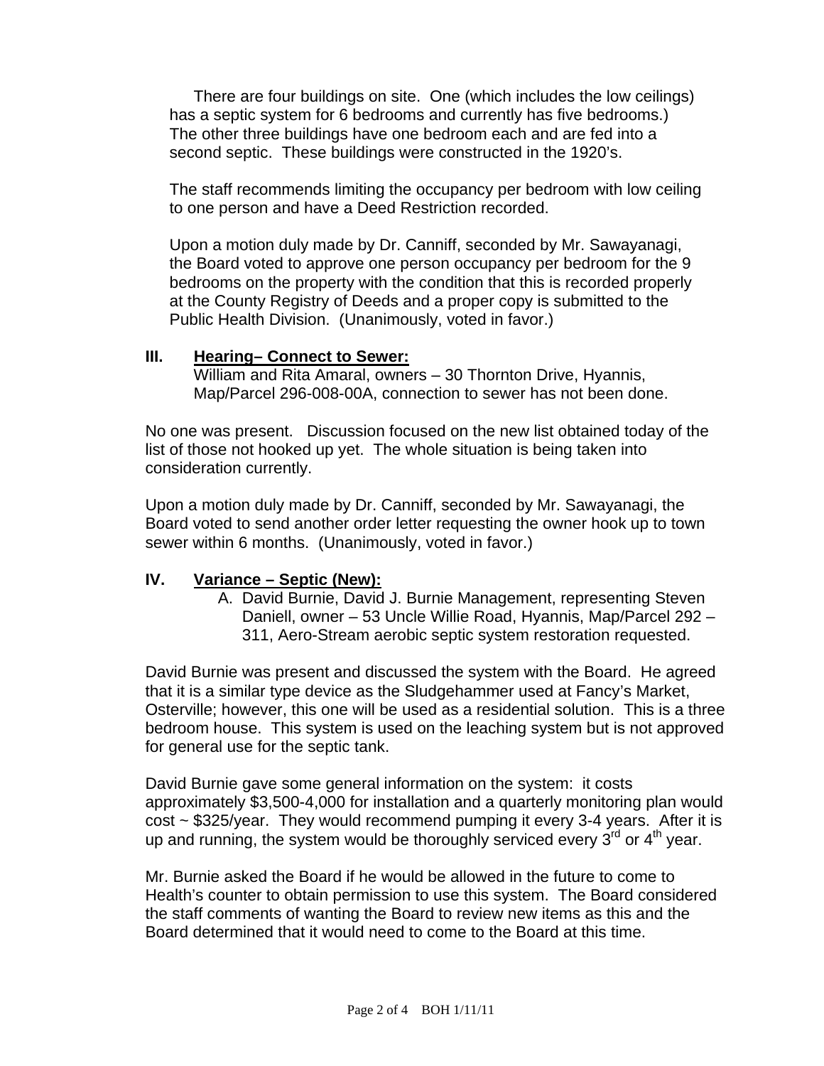There are four buildings on site. One (which includes the low ceilings) has a septic system for 6 bedrooms and currently has five bedrooms.) The other three buildings have one bedroom each and are fed into a second septic. These buildings were constructed in the 1920's.

The staff recommends limiting the occupancy per bedroom with low ceiling to one person and have a Deed Restriction recorded.

Upon a motion duly made by Dr. Canniff, seconded by Mr. Sawayanagi, the Board voted to approve one person occupancy per bedroom for the 9 bedrooms on the property with the condition that this is recorded properly at the County Registry of Deeds and a proper copy is submitted to the Public Health Division. (Unanimously, voted in favor.)

## III. Hearing– Connect to Sewer:

William and Rita Amaral, owners – 30 Thornton Drive, Hyannis, Map/Parcel 296-008-00A, connection to sewer has not been done.

No one was present. Discussion focused on the new list obtained today of the list of those not hooked up yet. The whole situation is being taken into consideration currently.

Upon a motion duly made by Dr. Canniff, seconded by Mr. Sawayanagi, the Board voted to send another order letter requesting the owner hook up to town sewer within 6 months. (Unanimously, voted in favor.)

## IV. Variance – Septic (New):

A. David Burnie, David J. Burnie Management, representing Steven Daniell, owner – 53 Uncle Willie Road, Hyannis, Map/Parcel 292 – 311, Aero-Stream aerobic septic system restoration requested.

David Burnie was present and discussed the system with the Board. He agreed that it is a similar type device as the Sludgehammer used at Fancy's Market, Osterville; however, this one will be used as a residential solution. This is a three bedroom house. This system is used on the leaching system but is not approved for general use for the septic tank.

David Burnie gave some general information on the system: it costs approximately $3,500-4,000 for installation and a quarterly monitoring plan would cost ~ $325/year. They would recommend pumping it every 3-4 years. After it is up and running, the system would be thoroughly serviced every 3rd or 4th year.

Mr. Burnie asked the Board if he would be allowed in the future to come to Health's counter to obtain permission to use this system. The Board considered the staff comments of wanting the Board to review new items as this and the Board determined that it would need to come to the Board at this time.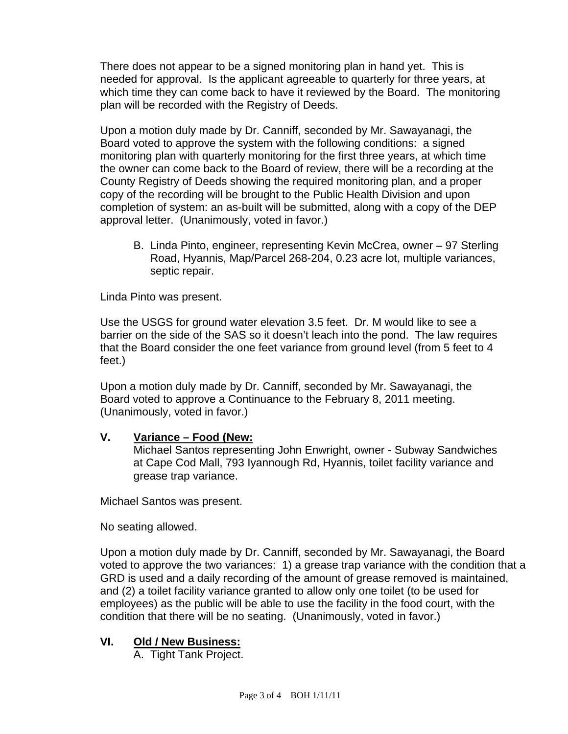There does not appear to be a signed monitoring plan in hand yet. This is needed for approval. Is the applicant agreeable to quarterly for three years, at which time they can come back to have it reviewed by the Board. The monitoring plan will be recorded with the Registry of Deeds.

Upon a motion duly made by Dr. Canniff, seconded by Mr. Sawayanagi, the Board voted to approve the system with the following conditions: a signed monitoring plan with quarterly monitoring for the first three years, at which time the owner can come back to the Board of review, there will be a recording at the County Registry of Deeds showing the required monitoring plan, and a proper copy of the recording will be brought to the Public Health Division and upon completion of system: an as-built will be submitted, along with a copy of the DEP approval letter. (Unanimously, voted in favor.)

B. Linda Pinto, engineer, representing Kevin McCrea, owner – 97 Sterling Road, Hyannis, Map/Parcel 268-204, 0.23 acre lot, multiple variances, septic repair.

Linda Pinto was present.

Use the USGS for ground water elevation 3.5 feet. Dr. M would like to see a barrier on the side of the SAS so it doesn't leach into the pond. The law requires that the Board consider the one feet variance from ground level (from 5 feet to 4 feet.)

Upon a motion duly made by Dr. Canniff, seconded by Mr. Sawayanagi, the Board voted to approve a Continuance to the February 8, 2011 meeting. (Unanimously, voted in favor.)

## V. Variance – Food (New:

Michael Santos representing John Enwright, owner - Subway Sandwiches at Cape Cod Mall, 793 Iyannough Rd, Hyannis, toilet facility variance and grease trap variance.

Michael Santos was present.

No seating allowed.

Upon a motion duly made by Dr. Canniff, seconded by Mr. Sawayanagi, the Board voted to approve the two variances: 1) a grease trap variance with the condition that a GRD is used and a daily recording of the amount of grease removed is maintained, and (2) a toilet facility variance granted to allow only one toilet (to be used for employees) as the public will be able to use the facility in the food court, with the condition that there will be no seating. (Unanimously, voted in favor.)

## VI. Old / New Business:

A. Tight Tank Project.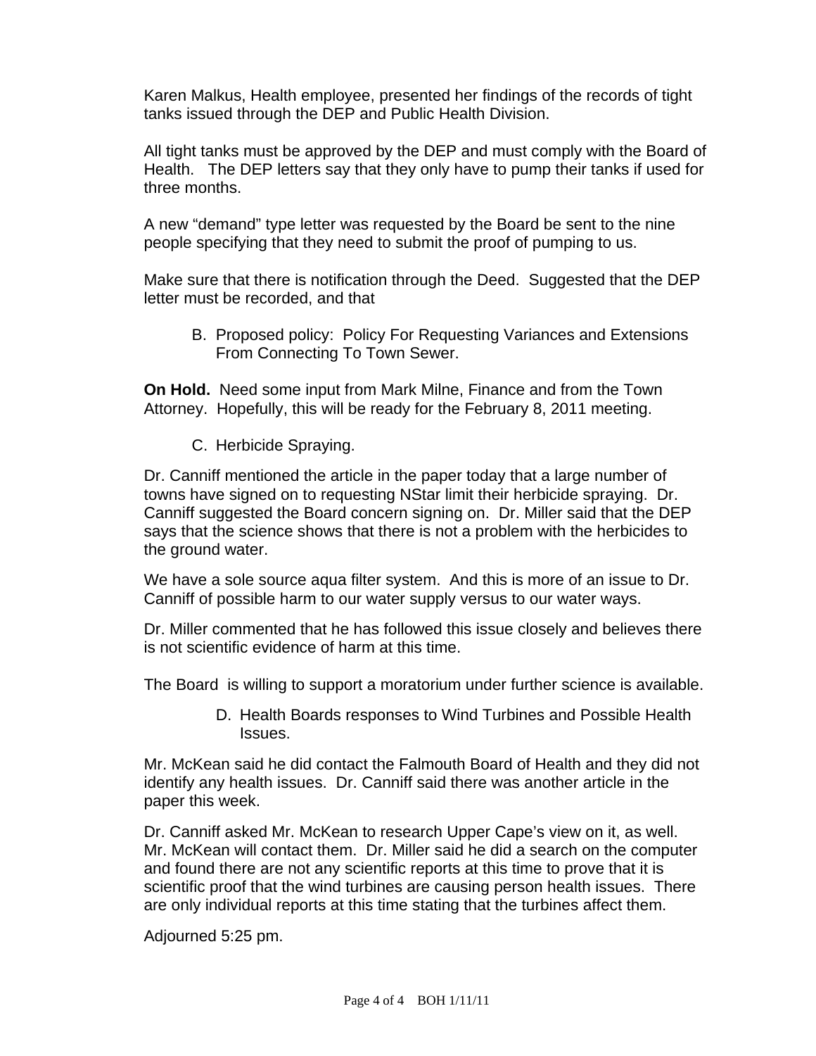Karen Malkus, Health employee, presented her findings of the records of tight tanks issued through the DEP and Public Health Division.

All tight tanks must be approved by the DEP and must comply with the Board of Health. The DEP letters say that they only have to pump their tanks if used for three months.

A new "demand" type letter was requested by the Board be sent to the nine people specifying that they need to submit the proof of pumping to us.

Make sure that there is notification through the Deed. Suggested that the DEP letter must be recorded, and that

B. Proposed policy: Policy For Requesting Variances and Extensions From Connecting To Town Sewer.

**On Hold.** Need some input from Mark Milne, Finance and from the Town Attorney. Hopefully, this will be ready for the February 8, 2011 meeting.

C. Herbicide Spraying.

Dr. Canniff mentioned the article in the paper today that a large number of towns have signed on to requesting NStar limit their herbicide spraying. Dr. Canniff suggested the Board concern signing on. Dr. Miller said that the DEP says that the science shows that there is not a problem with the herbicides to the ground water.

We have a sole source aqua filter system. And this is more of an issue to Dr. Canniff of possible harm to our water supply versus to our water ways.

Dr. Miller commented that he has followed this issue closely and believes there is not scientific evidence of harm at this time.

The Board is willing to support a moratorium under further science is available.

D. Health Boards responses to Wind Turbines and Possible Health Issues.

Mr. McKean said he did contact the Falmouth Board of Health and they did not identify any health issues. Dr. Canniff said there was another article in the paper this week.

Dr. Canniff asked Mr. McKean to research Upper Cape's view on it, as well. Mr. McKean will contact them. Dr. Miller said he did a search on the computer and found there are not any scientific reports at this time to prove that it is scientific proof that the wind turbines are causing person health issues. There are only individual reports at this time stating that the turbines affect them.

Adjourned 5:25 pm.